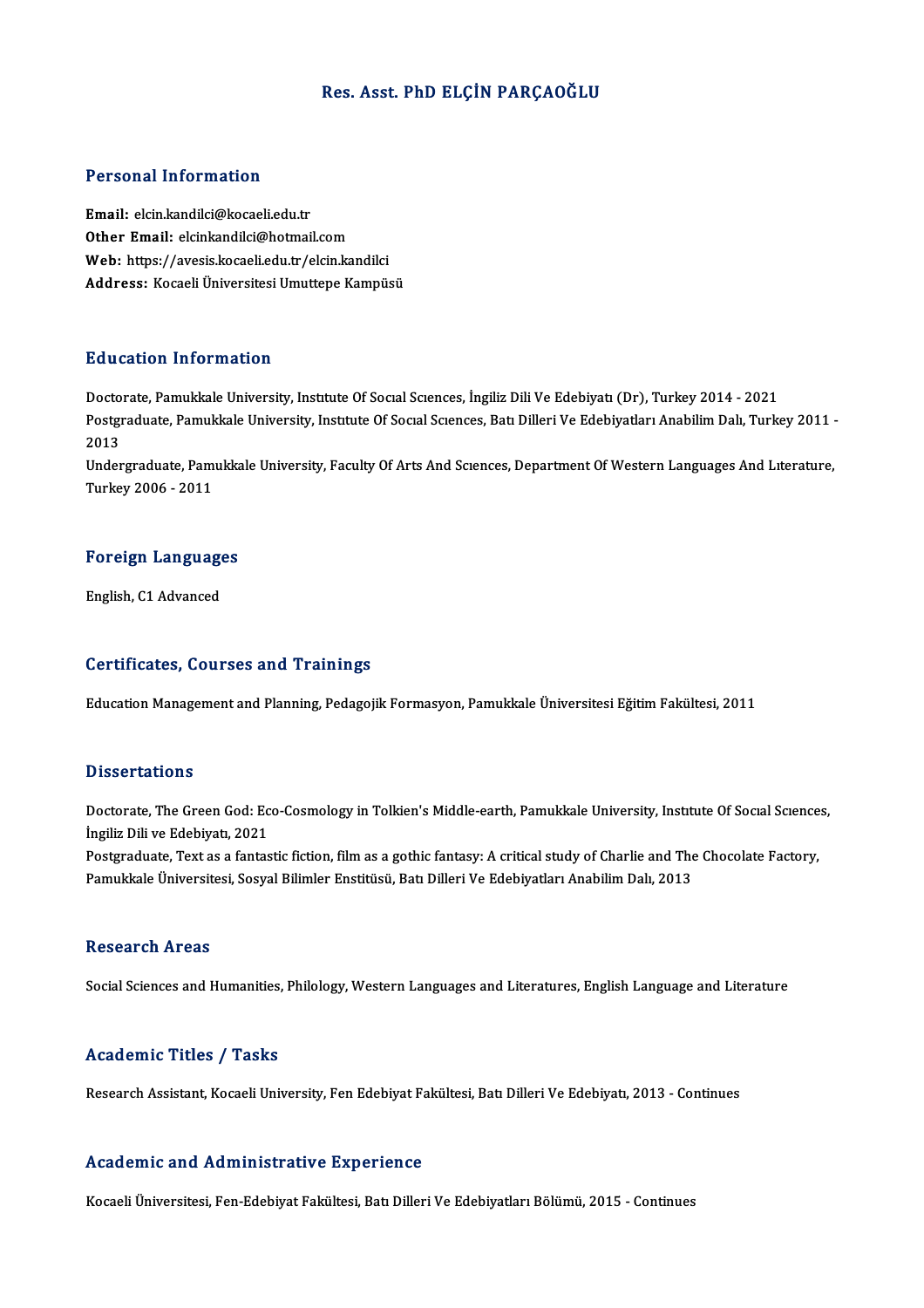# Res. Asst. PhD ELÇİN PARÇAOĞLU

## Personal Information

**Email:** elcin.kandilci@kocaeli.edu.tr
**Other Email:** elcinkandilci@hotmail.com
**Web:** https://avesis.kocaeli.edu.tr/elcin.kandilci
**Address:** Kocaeli Üniversitesi Umuttepe Kampüsü

## Education Information

Doctorate, Pamukkale University, Institute Of Social Sciences, İngiliz Dili Ve Edebiyatı (Dr), Turkey 2014 - 2021
Postgraduate, Pamukkale University, Institute Of Social Sciences, Batı Dilleri Ve Edebiyatları Anabilim Dalı, Turkey 2011 - 2013
Undergraduate, Pamukkale University, Faculty Of Arts And Sciences, Department Of Western Languages And Literature, Turkey 2006 - 2011

## Foreign Languages

English, C1 Advanced

## Certificates, Courses and Trainings

Education Management and Planning, Pedagojik Formasyon, Pamukkale Üniversitesi Eğitim Fakültesi, 2011

## Dissertations

Doctorate, The Green God: Eco-Cosmology in Tolkien's Middle-earth, Pamukkale University, Institute Of Social Sciences, İngiliz Dili ve Edebiyatı, 2021
Postgraduate, Text as a fantastic fiction, film as a gothic fantasy: A critical study of Charlie and The Chocolate Factory, Pamukkale Üniversitesi, Sosyal Bilimler Enstitüsü, Batı Dilleri Ve Edebiyatları Anabilim Dalı, 2013

## Research Areas

Social Sciences and Humanities, Philology, Western Languages and Literatures, English Language and Literature

## Academic Titles / Tasks

Research Assistant, Kocaeli University, Fen Edebiyat Fakültesi, Batı Dilleri Ve Edebiyatı, 2013 - Continues

## Academic and Administrative Experience

Kocaeli Üniversitesi, Fen-Edebiyat Fakültesi, Batı Dilleri Ve Edebiyatları Bölümü, 2015 - Continues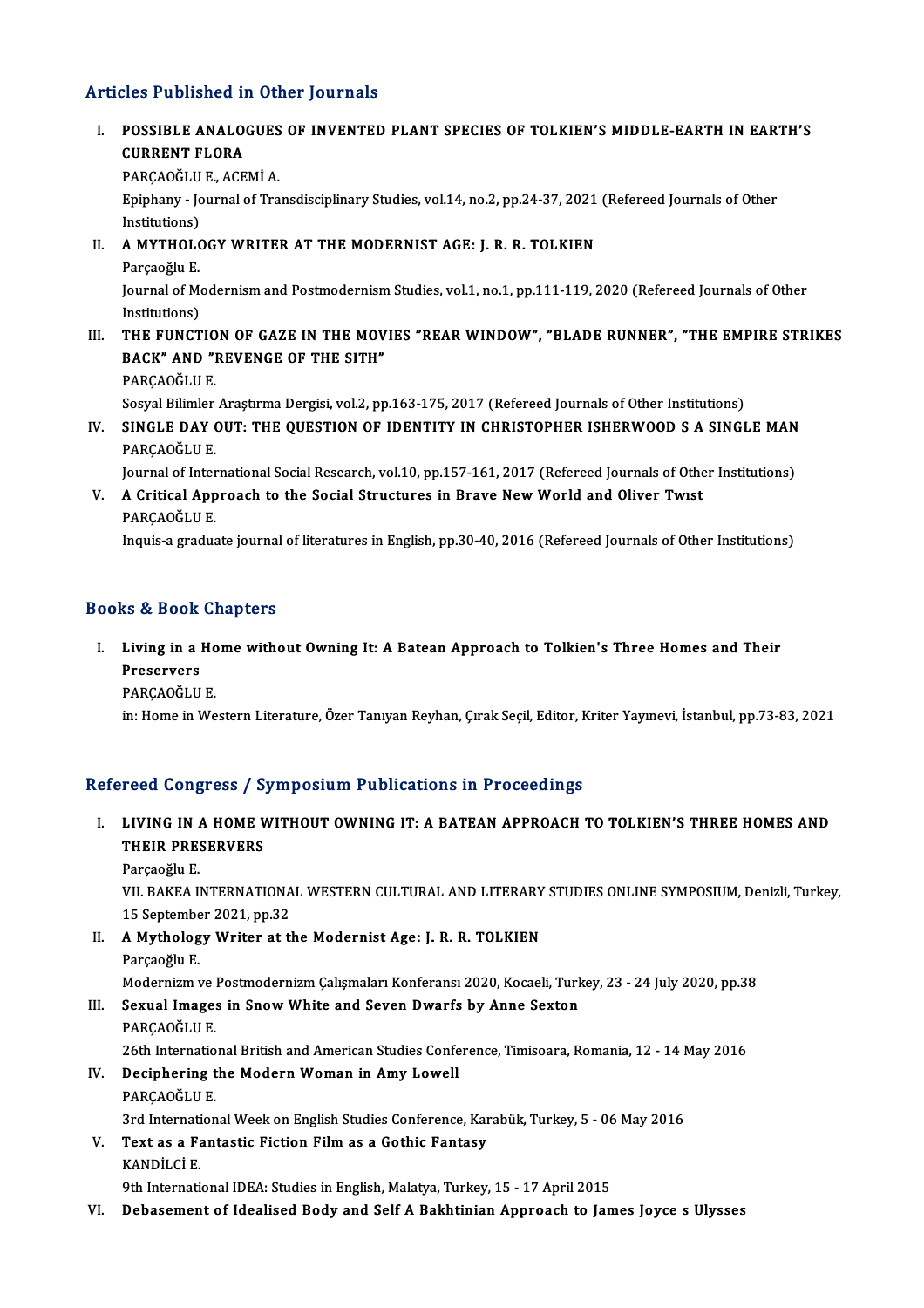## Articles Published in Other Journals

I. **POSSIBLE ANALOGUES OF INVENTED PLANT SPECIES OF TOLKIEN'S MIDDLE-EARTH IN EARTH'S CURRENT FLORA**
   PARÇAOĞLU E., ACEMİ A.
   Epiphany - Journal of Transdisciplinary Studies, vol.14, no.2, pp.24-37, 2021 (Refereed Journals of Other Institutions)

II. **A MYTHOLOGY WRITER AT THE MODERNIST AGE: J. R. R. TOLKIEN**
   Parçaoğlu E.
   Journal of Modernism and Postmodernism Studies, vol.1, no.1, pp.111-119, 2020 (Refereed Journals of Other Institutions)

III. **THE FUNCTION OF GAZE IN THE MOVIES "REAR WINDOW", "BLADE RUNNER", "THE EMPIRE STRIKES BACK" AND "REVENGE OF THE SITH"**
   PARÇAOĞLU E.
   Sosyal Bilimler Araştırma Dergisi, vol.2, pp.163-175, 2017 (Refereed Journals of Other Institutions)

IV. **SINGLE DAY OUT: THE QUESTION OF IDENTITY IN CHRISTOPHER ISHERWOOD S A SINGLE MAN**
   PARÇAOĞLU E.
   Journal of International Social Research, vol.10, pp.157-161, 2017 (Refereed Journals of Other Institutions)

V. **A Critical Approach to the Social Structures in Brave New World and Oliver Twıst**
   PARÇAOĞLU E.
   Inquis-a graduate journal of literatures in English, pp.30-40, 2016 (Refereed Journals of Other Institutions)

## Books & Book Chapters

I. **Living in a Home without Owning It: A Batean Approach to Tolkien's Three Homes and Their Preservers**
   PARÇAOĞLU E.
   in: Home in Western Literature, Özer Tanıyan Reyhan, Çırak Seçil, Editor, Kriter Yayınevi, İstanbul, pp.73-83, 2021

## Refereed Congress / Symposium Publications in Proceedings

I. **LIVING IN A HOME WITHOUT OWNING IT: A BATEAN APPROACH TO TOLKIEN'S THREE HOMES AND THEIR PRESERVERS**
   Parçaoğlu E.
   VII. BAKEA INTERNATIONAL WESTERN CULTURAL AND LITERARY STUDIES ONLINE SYMPOSIUM, Denizli, Turkey, 15 September 2021, pp.32

II. **A Mythology Writer at the Modernist Age: J. R. R. TOLKIEN**
   Parçaoğlu E.
   Modernizm ve Postmodernizm Çalışmaları Konferansı 2020, Kocaeli, Turkey, 23 - 24 July 2020, pp.38

III. **Sexual Images in Snow White and Seven Dwarfs by Anne Sexton**
   PARÇAOĞLU E.
   26th International British and American Studies Conference, Timisoara, Romania, 12 - 14 May 2016

IV. **Deciphering the Modern Woman in Amy Lowell**
   PARÇAOĞLU E.
   3rd International Week on English Studies Conference, Karabük, Turkey, 5 - 06 May 2016

V. **Text as a Fantastic Fiction Film as a Gothic Fantasy**
   KANDİLCİ E.
   9th International IDEA: Studies in English, Malatya, Turkey, 15 - 17 April 2015

VI. **Debasement of Idealised Body and Self A Bakhtinian Approach to James Joyce s Ulysses**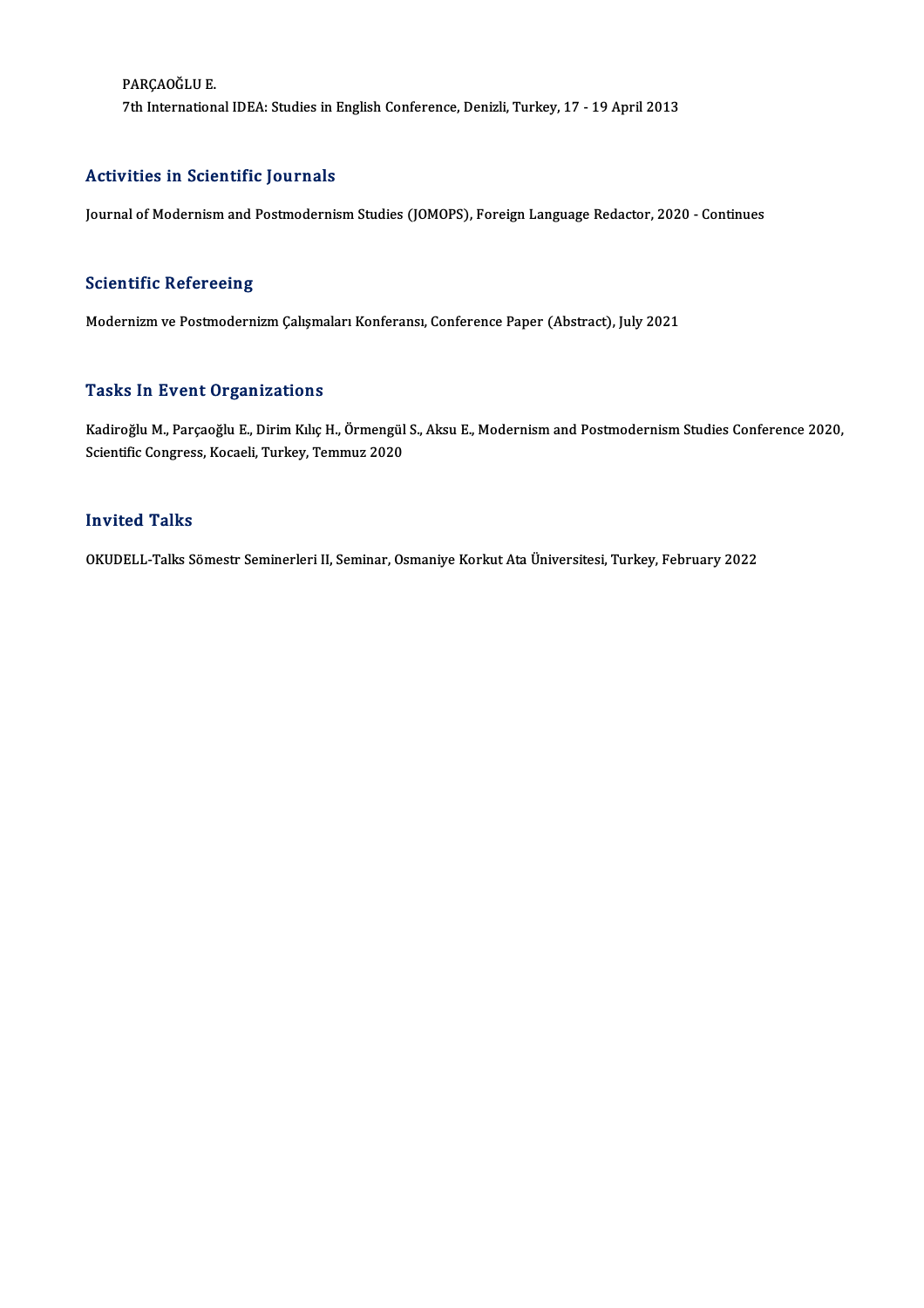PARÇAOĞLU E.
7th International IDEA: Studies in English Conference, Denizli, Turkey, 17 - 19 April 2013

## Activities in Scientific Journals

Journal of Modernism and Postmodernism Studies (JOMOPS), Foreign Language Redactor, 2020 - Continues

## Scientific Refereeing

Modernizm ve Postmodernizm Çalışmaları Konferansı, Conference Paper (Abstract), July 2021

## Tasks In Event Organizations

Kadiroğlu M., Parçaoğlu E., Dirim Kılıç H., Örmengül S., Aksu E., Modernism and Postmodernism Studies Conference 2020, Scientific Congress, Kocaeli, Turkey, Temmuz 2020

## Invited Talks

OKUDELL-Talks Sömestr Seminerleri II, Seminar, Osmaniye Korkut Ata Üniversitesi, Turkey, February 2022